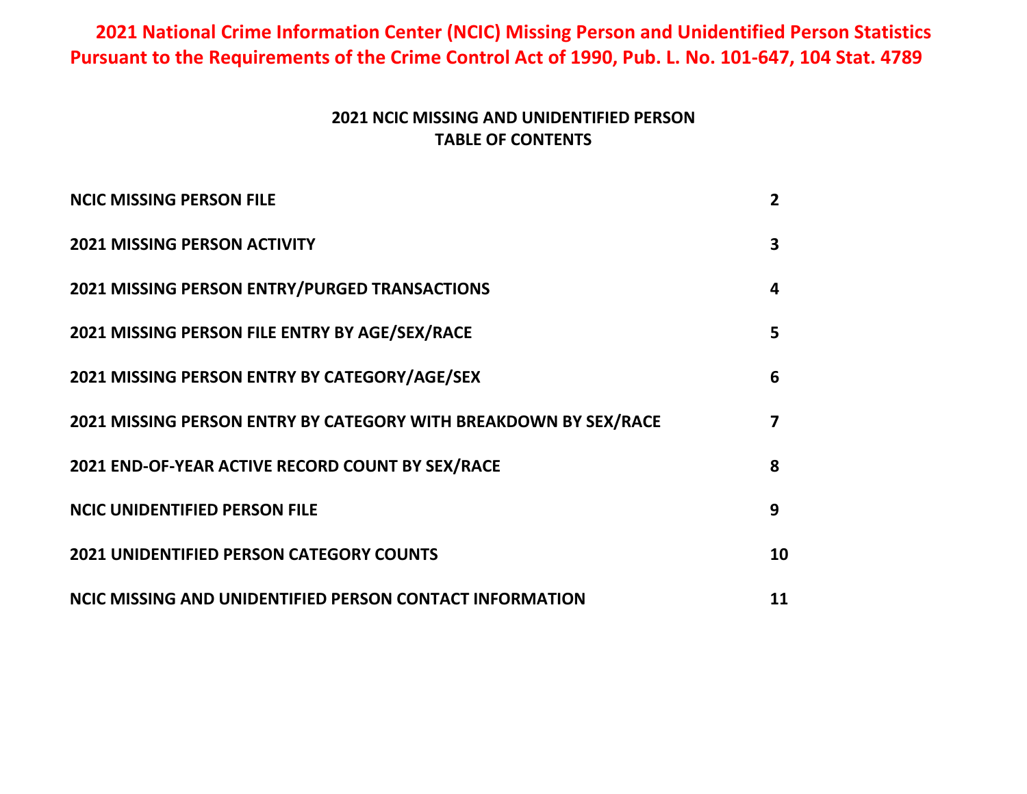# 2021 National Crime Information Center (NCIC) Missing Person and Unidentified Person Statistics Pursuant to the Requirements of the Crime Control Act of 1990, Pub. L. No. 101-647, 104 Stat. 4789

## 2021 NCIC MISSING AND UNIDENTIFIED PERSON
## TABLE OF CONTENTS

| | |
|---|---|
| **NCIC MISSING PERSON FILE** | **2** |
| **2021 MISSING PERSON ACTIVITY** | **3** |
| **2021 MISSING PERSON ENTRY/PURGED TRANSACTIONS** | **4** |
| **2021 MISSING PERSON FILE ENTRY BY AGE/SEX/RACE** | **5** |
| **2021 MISSING PERSON ENTRY BY CATEGORY/AGE/SEX** | **6** |
| **2021 MISSING PERSON ENTRY BY CATEGORY WITH BREAKDOWN BY SEX/RACE** | **7** |
| **2021 END-OF-YEAR ACTIVE RECORD COUNT BY SEX/RACE** | **8** |
| **NCIC UNIDENTIFIED PERSON FILE** | **9** |
| **2021 UNIDENTIFIED PERSON CATEGORY COUNTS** | **10** |
| **NCIC MISSING AND UNIDENTIFIED PERSON CONTACT INFORMATION** | **11** |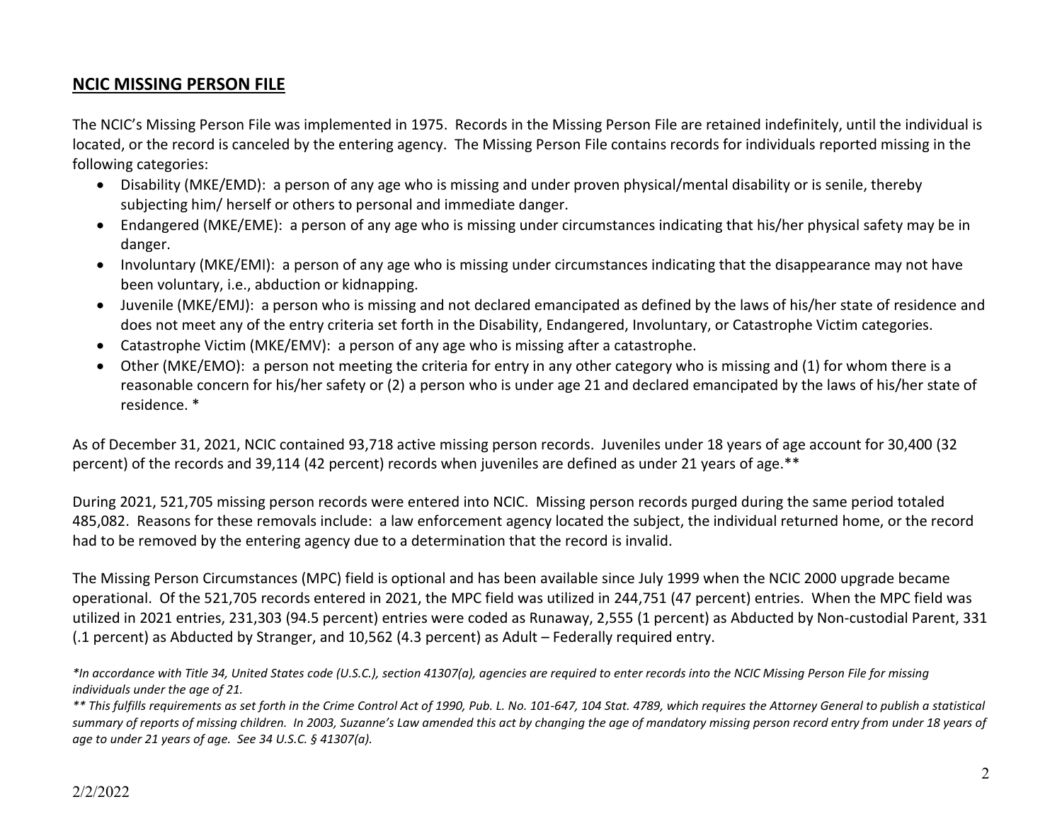## NCIC MISSING PERSON FILE

The NCIC's Missing Person File was implemented in 1975. Records in the Missing Person File are retained indefinitely, until the individual is located, or the record is canceled by the entering agency. The Missing Person File contains records for individuals reported missing in the following categories:

- Disability (MKE/EMD): a person of any age who is missing and under proven physical/mental disability or is senile, thereby subjecting him/ herself or others to personal and immediate danger.
- Endangered (MKE/EME): a person of any age who is missing under circumstances indicating that his/her physical safety may be in danger.
- Involuntary (MKE/EMI): a person of any age who is missing under circumstances indicating that the disappearance may not have been voluntary, i.e., abduction or kidnapping.
- Juvenile (MKE/EMJ): a person who is missing and not declared emancipated as defined by the laws of his/her state of residence and does not meet any of the entry criteria set forth in the Disability, Endangered, Involuntary, or Catastrophe Victim categories.
- Catastrophe Victim (MKE/EMV): a person of any age who is missing after a catastrophe.
- Other (MKE/EMO): a person not meeting the criteria for entry in any other category who is missing and (1) for whom there is a reasonable concern for his/her safety or (2) a person who is under age 21 and declared emancipated by the laws of his/her state of residence. *

As of December 31, 2021, NCIC contained 93,718 active missing person records. Juveniles under 18 years of age account for 30,400 (32 percent) of the records and 39,114 (42 percent) records when juveniles are defined as under 21 years of age.**

During 2021, 521,705 missing person records were entered into NCIC. Missing person records purged during the same period totaled 485,082. Reasons for these removals include: a law enforcement agency located the subject, the individual returned home, or the record had to be removed by the entering agency due to a determination that the record is invalid.

The Missing Person Circumstances (MPC) field is optional and has been available since July 1999 when the NCIC 2000 upgrade became operational. Of the 521,705 records entered in 2021, the MPC field was utilized in 244,751 (47 percent) entries. When the MPC field was utilized in 2021 entries, 231,303 (94.5 percent) entries were coded as Runaway, 2,555 (1 percent) as Abducted by Non-custodial Parent, 331 (.1 percent) as Abducted by Stranger, and 10,562 (4.3 percent) as Adult – Federally required entry.

*\*In accordance with Title 34, United States code (U.S.C.), section 41307(a), agencies are required to enter records into the NCIC Missing Person File for missing individuals under the age of 21.*

*\*\* This fulfills requirements as set forth in the Crime Control Act of 1990, Pub. L. No. 101-647, 104 Stat. 4789, which requires the Attorney General to publish a statistical summary of reports of missing children. In 2003, Suzanne's Law amended this act by changing the age of mandatory missing person record entry from under 18 years of age to under 21 years of age. See 34 U.S.C. § 41307(a).*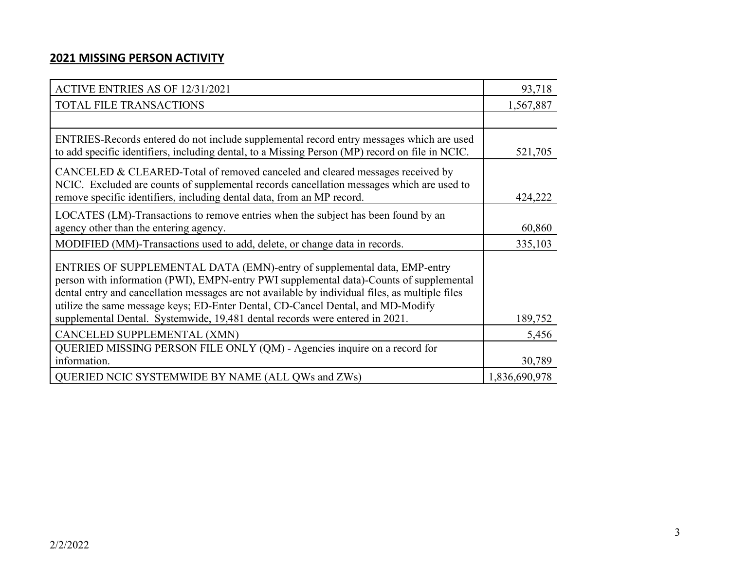## 2021 MISSING PERSON ACTIVITY

| | |
|---|---|
| ACTIVE ENTRIES AS OF 12/31/2021 | 93,718 |
| TOTAL FILE TRANSACTIONS | 1,567,887 |
| | |
| ENTRIES-Records entered do not include supplemental record entry messages which are used to add specific identifiers, including dental, to a Missing Person (MP) record on file in NCIC. | 521,705 |
| CANCELED & CLEARED-Total of removed canceled and cleared messages received by NCIC. Excluded are counts of supplemental records cancellation messages which are used to remove specific identifiers, including dental data, from an MP record. | 424,222 |
| LOCATES (LM)-Transactions to remove entries when the subject has been found by an agency other than the entering agency. | 60,860 |
| MODIFIED (MM)-Transactions used to add, delete, or change data in records. | 335,103 |
| ENTRIES OF SUPPLEMENTAL DATA (EMN)-entry of supplemental data, EMP-entry person with information (PWI), EMPN-entry PWI supplemental data)-Counts of supplemental dental entry and cancellation messages are not available by individual files, as multiple files utilize the same message keys; ED-Enter Dental, CD-Cancel Dental, and MD-Modify supplemental Dental. Systemwide, 19,481 dental records were entered in 2021. | 189,752 |
| CANCELED SUPPLEMENTAL (XMN) | 5,456 |
| QUERIED MISSING PERSON FILE ONLY (QM) - Agencies inquire on a record for information. | 30,789 |
| QUERIED NCIC SYSTEMWIDE BY NAME (ALL QWs and ZWs) | 1,836,690,978 |

2/2/2022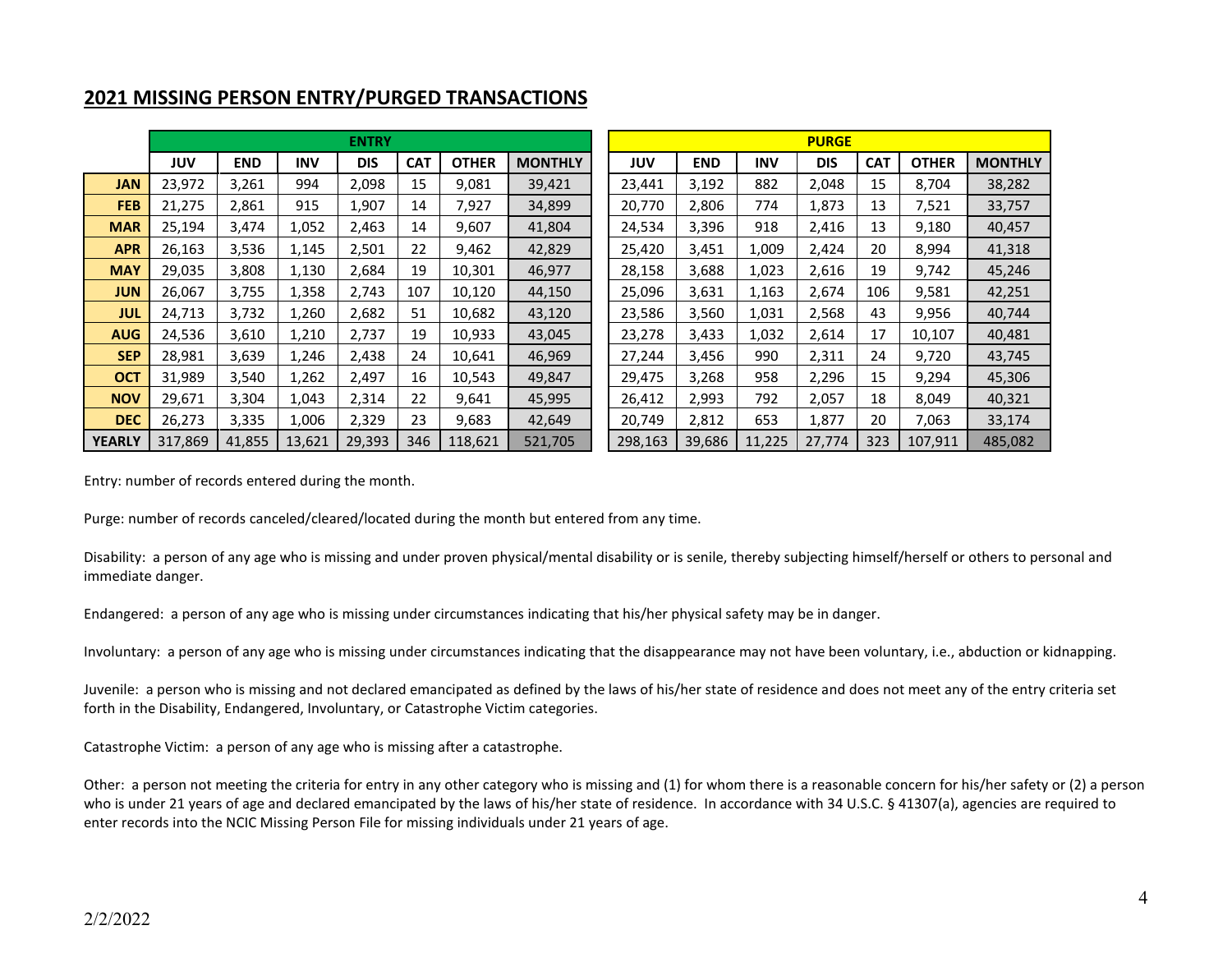## 2021 MISSING PERSON ENTRY/PURGED TRANSACTIONS

| | ENTRY | | | | | | | PURGE | | | | | | |
|---|---|---|---|---|---|---|---|---|---|---|---|---|---|---|
| | JUV | END | INV | DIS | CAT | OTHER | MONTHLY | JUV | END | INV | DIS | CAT | OTHER | MONTHLY |
| JAN | 23,972 | 3,261 | 994 | 2,098 | 15 | 9,081 | 39,421 | 23,441 | 3,192 | 882 | 2,048 | 15 | 8,704 | 38,282 |
| FEB | 21,275 | 2,861 | 915 | 1,907 | 14 | 7,927 | 34,899 | 20,770 | 2,806 | 774 | 1,873 | 13 | 7,521 | 33,757 |
| MAR | 25,194 | 3,474 | 1,052 | 2,463 | 14 | 9,607 | 41,804 | 24,534 | 3,396 | 918 | 2,416 | 13 | 9,180 | 40,457 |
| APR | 26,163 | 3,536 | 1,145 | 2,501 | 22 | 9,462 | 42,829 | 25,420 | 3,451 | 1,009 | 2,424 | 20 | 8,994 | 41,318 |
| MAY | 29,035 | 3,808 | 1,130 | 2,684 | 19 | 10,301 | 46,977 | 28,158 | 3,688 | 1,023 | 2,616 | 19 | 9,742 | 45,246 |
| JUN | 26,067 | 3,755 | 1,358 | 2,743 | 107 | 10,120 | 44,150 | 25,096 | 3,631 | 1,163 | 2,674 | 106 | 9,581 | 42,251 |
| JUL | 24,713 | 3,732 | 1,260 | 2,682 | 51 | 10,682 | 43,120 | 23,586 | 3,560 | 1,031 | 2,568 | 43 | 9,956 | 40,744 |
| AUG | 24,536 | 3,610 | 1,210 | 2,737 | 19 | 10,933 | 43,045 | 23,278 | 3,433 | 1,032 | 2,614 | 17 | 10,107 | 40,481 |
| SEP | 28,981 | 3,639 | 1,246 | 2,438 | 24 | 10,641 | 46,969 | 27,244 | 3,456 | 990 | 2,311 | 24 | 9,720 | 43,745 |
| OCT | 31,989 | 3,540 | 1,262 | 2,497 | 16 | 10,543 | 49,847 | 29,475 | 3,268 | 958 | 2,296 | 15 | 9,294 | 45,306 |
| NOV | 29,671 | 3,304 | 1,043 | 2,314 | 22 | 9,641 | 45,995 | 26,412 | 2,993 | 792 | 2,057 | 18 | 8,049 | 40,321 |
| DEC | 26,273 | 3,335 | 1,006 | 2,329 | 23 | 9,683 | 42,649 | 20,749 | 2,812 | 653 | 1,877 | 20 | 7,063 | 33,174 |
| YEARLY | 317,869 | 41,855 | 13,621 | 29,393 | 346 | 118,621 | 521,705 | 298,163 | 39,686 | 11,225 | 27,774 | 323 | 107,911 | 485,082 |

Entry: number of records entered during the month.

Purge: number of records canceled/cleared/located during the month but entered from any time.

Disability: a person of any age who is missing and under proven physical/mental disability or is senile, thereby subjecting himself/herself or others to personal and immediate danger.

Endangered: a person of any age who is missing under circumstances indicating that his/her physical safety may be in danger.

Involuntary: a person of any age who is missing under circumstances indicating that the disappearance may not have been voluntary, i.e., abduction or kidnapping.

Juvenile: a person who is missing and not declared emancipated as defined by the laws of his/her state of residence and does not meet any of the entry criteria set forth in the Disability, Endangered, Involuntary, or Catastrophe Victim categories.

Catastrophe Victim: a person of any age who is missing after a catastrophe.

Other: a person not meeting the criteria for entry in any other category who is missing and (1) for whom there is a reasonable concern for his/her safety or (2) a person who is under 21 years of age and declared emancipated by the laws of his/her state of residence. In accordance with 34 U.S.C. § 41307(a), agencies are required to enter records into the NCIC Missing Person File for missing individuals under 21 years of age.

2/2/2022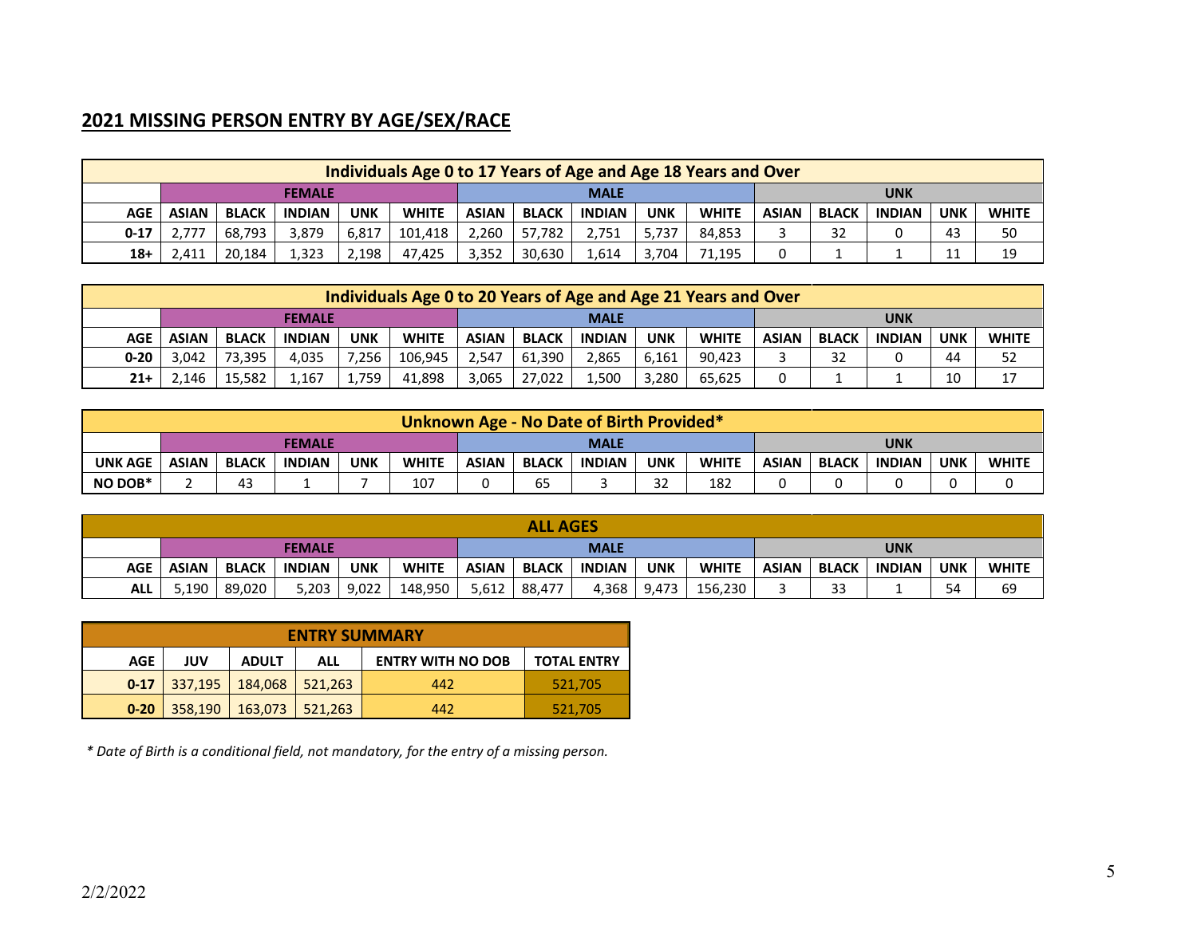## 2021 MISSING PERSON ENTRY BY AGE/SEX/RACE

| Individuals Age 0 to 17 Years of Age and Age 18 Years and Over | | | | | | | | | | | | | | | |
|---|---|---|---|---|---|---|---|---|---|---|---|---|---|---|---|
| | FEMALE | | | | | MALE | | | | | UNK | | | | |
| AGE | ASIAN | BLACK | INDIAN | UNK | WHITE | ASIAN | BLACK | INDIAN | UNK | WHITE | ASIAN | BLACK | INDIAN | UNK | WHITE |
| 0-17 | 2,777 | 68,793 | 3,879 | 6,817 | 101,418 | 2,260 | 57,782 | 2,751 | 5,737 | 84,853 | 3 | 32 | 0 | 43 | 50 |
| 18+ | 2,411 | 20,184 | 1,323 | 2,198 | 47,425 | 3,352 | 30,630 | 1,614 | 3,704 | 71,195 | 0 | 1 | 1 | 11 | 19 |

| Individuals Age 0 to 20 Years of Age and Age 21 Years and Over | | | | | | | | | | | | | | | |
|---|---|---|---|---|---|---|---|---|---|---|---|---|---|---|---|
| | FEMALE | | | | | MALE | | | | | UNK | | | | |
| AGE | ASIAN | BLACK | INDIAN | UNK | WHITE | ASIAN | BLACK | INDIAN | UNK | WHITE | ASIAN | BLACK | INDIAN | UNK | WHITE |
| 0-20 | 3,042 | 73,395 | 4,035 | 7,256 | 106,945 | 2,547 | 61,390 | 2,865 | 6,161 | 90,423 | 3 | 32 | 0 | 44 | 52 |
| 21+ | 2,146 | 15,582 | 1,167 | 1,759 | 41,898 | 3,065 | 27,022 | 1,500 | 3,280 | 65,625 | 0 | 1 | 1 | 10 | 17 |

| Unknown Age - No Date of Birth Provided* | | | | | | | | | | | | | | | |
|---|---|---|---|---|---|---|---|---|---|---|---|---|---|---|---|
| | FEMALE | | | | | MALE | | | | | UNK | | | | |
| UNK AGE | ASIAN | BLACK | INDIAN | UNK | WHITE | ASIAN | BLACK | INDIAN | UNK | WHITE | ASIAN | BLACK | INDIAN | UNK | WHITE |
| NO DOB* | 2 | 43 | 1 | 7 | 107 | 0 | 65 | 3 | 32 | 182 | 0 | 0 | 0 | 0 | 0 |

| ALL AGES | | | | | | | | | | | | | | | |
|---|---|---|---|---|---|---|---|---|---|---|---|---|---|---|---|
| | FEMALE | | | | | MALE | | | | | UNK | | | | |
| AGE | ASIAN | BLACK | INDIAN | UNK | WHITE | ASIAN | BLACK | INDIAN | UNK | WHITE | ASIAN | BLACK | INDIAN | UNK | WHITE |
| ALL | 5,190 | 89,020 | 5,203 | 9,022 | 148,950 | 5,612 | 88,477 | 4,368 | 9,473 | 156,230 | 3 | 33 | 1 | 54 | 69 |

| ENTRY SUMMARY | | | | | |
|---|---|---|---|---|---|
| AGE | JUV | ADULT | ALL | ENTRY WITH NO DOB | TOTAL ENTRY |
| 0-17 | 337,195 | 184,068 | 521,263 | 442 | 521,705 |
| 0-20 | 358,190 | 163,073 | 521,263 | 442 | 521,705 |

*\* Date of Birth is a conditional field, not mandatory, for the entry of a missing person.*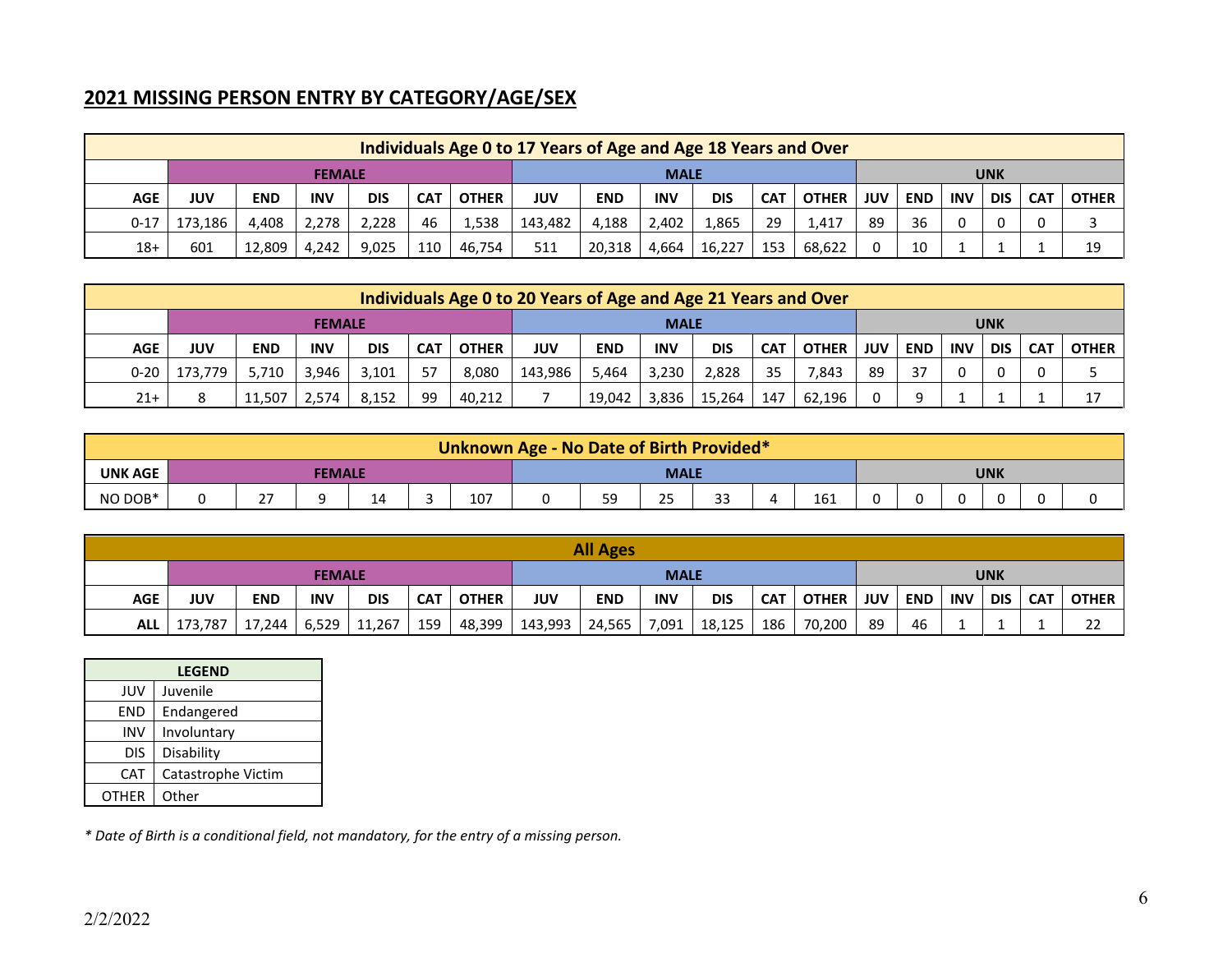## 2021 MISSING PERSON ENTRY BY CATEGORY/AGE/SEX

| Individuals Age 0 to 17 Years of Age and Age 18 Years and Over | | | | | | | | | | | | | | | | | | |
|---|---|---|---|---|---|---|---|---|---|---|---|---|---|---|---|---|---|---|
| | FEMALE | | | | | | MALE | | | | | | UNK | | | | | |
| AGE | JUV | END | INV | DIS | CAT | OTHER | JUV | END | INV | DIS | CAT | OTHER | JUV | END | INV | DIS | CAT | OTHER |
| 0-17 | 173,186 | 4,408 | 2,278 | 2,228 | 46 | 1,538 | 143,482 | 4,188 | 2,402 | 1,865 | 29 | 1,417 | 89 | 36 | 0 | 0 | 0 | 3 |
| 18+ | 601 | 12,809 | 4,242 | 9,025 | 110 | 46,754 | 511 | 20,318 | 4,664 | 16,227 | 153 | 68,622 | 0 | 10 | 1 | 1 | 1 | 19 |

| Individuals Age 0 to 20 Years of Age and Age 21 Years and Over | | | | | | | | | | | | | | | | | | |
|---|---|---|---|---|---|---|---|---|---|---|---|---|---|---|---|---|---|---|
| | FEMALE | | | | | | MALE | | | | | | UNK | | | | | |
| AGE | JUV | END | INV | DIS | CAT | OTHER | JUV | END | INV | DIS | CAT | OTHER | JUV | END | INV | DIS | CAT | OTHER |
| 0-20 | 173,779 | 5,710 | 3,946 | 3,101 | 57 | 8,080 | 143,986 | 5,464 | 3,230 | 2,828 | 35 | 7,843 | 89 | 37 | 0 | 0 | 0 | 5 |
| 21+ | 8 | 11,507 | 2,574 | 8,152 | 99 | 40,212 | 7 | 19,042 | 3,836 | 15,264 | 147 | 62,196 | 0 | 9 | 1 | 1 | 1 | 17 |

| Unknown Age - No Date of Birth Provided* | | | | | | | | | | | | | | | | | | |
|---|---|---|---|---|---|---|---|---|---|---|---|---|---|---|---|---|---|---|
| UNK AGE | FEMALE | | | | | | MALE | | | | | | UNK | | | | | |
| NO DOB* | 0 | 27 | 9 | 14 | 3 | 107 | 0 | 59 | 25 | 33 | 4 | 161 | 0 | 0 | 0 | 0 | 0 | 0 |

| All Ages | | | | | | | | | | | | | | | | | | |
|---|---|---|---|---|---|---|---|---|---|---|---|---|---|---|---|---|---|---|
| | FEMALE | | | | | | MALE | | | | | | UNK | | | | | |
| AGE | JUV | END | INV | DIS | CAT | OTHER | JUV | END | INV | DIS | CAT | OTHER | JUV | END | INV | DIS | CAT | OTHER |
| ALL | 173,787 | 17,244 | 6,529 | 11,267 | 159 | 48,399 | 143,993 | 24,565 | 7,091 | 18,125 | 186 | 70,200 | 89 | 46 | 1 | 1 | 1 | 22 |

| LEGEND | |
|---|---|
| JUV | Juvenile |
| END | Endangered |
| INV | Involuntary |
| DIS | Disability |
| CAT | Catastrophe Victim |
| OTHER | Other |

*\* Date of Birth is a conditional field, not mandatory, for the entry of a missing person.*

2/2/2022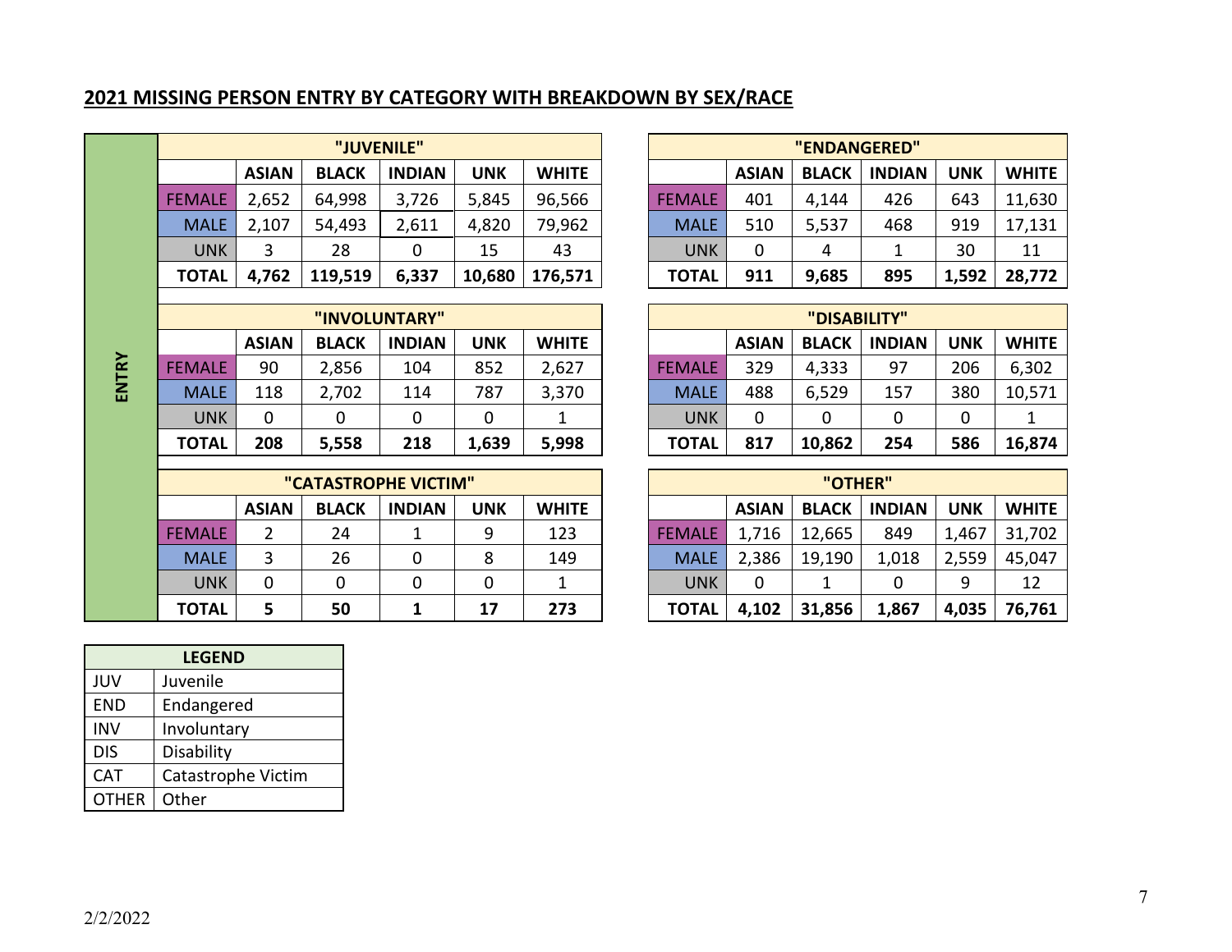## 2021 MISSING PERSON ENTRY BY CATEGORY WITH BREAKDOWN BY SEX/RACE

**ENTRY**

| "JUVENILE" | | | | | |
|---|---|---|---|---|---|
| | ASIAN | BLACK | INDIAN | UNK | WHITE |
| FEMALE | 2,652 | 64,998 | 3,726 | 5,845 | 96,566 |
| MALE | 2,107 | 54,493 | 2,611 | 4,820 | 79,962 |
| UNK | 3 | 28 | 0 | 15 | 43 |
| **TOTAL** | **4,762** | **119,519** | **6,337** | **10,680** | **176,571** |

| "ENDANGERED" | | | | | |
|---|---|---|---|---|---|
| | ASIAN | BLACK | INDIAN | UNK | WHITE |
| FEMALE | 401 | 4,144 | 426 | 643 | 11,630 |
| MALE | 510 | 5,537 | 468 | 919 | 17,131 |
| UNK | 0 | 4 | 1 | 30 | 11 |
| **TOTAL** | **911** | **9,685** | **895** | **1,592** | **28,772** |

| "INVOLUNTARY" | | | | | |
|---|---|---|---|---|---|
| | ASIAN | BLACK | INDIAN | UNK | WHITE |
| FEMALE | 90 | 2,856 | 104 | 852 | 2,627 |
| MALE | 118 | 2,702 | 114 | 787 | 3,370 |
| UNK | 0 | 0 | 0 | 0 | 1 |
| **TOTAL** | **208** | **5,558** | **218** | **1,639** | **5,998** |

| "DISABILITY" | | | | | |
|---|---|---|---|---|---|
| | ASIAN | BLACK | INDIAN | UNK | WHITE |
| FEMALE | 329 | 4,333 | 97 | 206 | 6,302 |
| MALE | 488 | 6,529 | 157 | 380 | 10,571 |
| UNK | 0 | 0 | 0 | 0 | 1 |
| **TOTAL** | **817** | **10,862** | **254** | **586** | **16,874** |

| "CATASTROPHE VICTIM" | | | | | |
|---|---|---|---|---|---|
| | ASIAN | BLACK | INDIAN | UNK | WHITE |
| FEMALE | 2 | 24 | 1 | 9 | 123 |
| MALE | 3 | 26 | 0 | 8 | 149 |
| UNK | 0 | 0 | 0 | 0 | 1 |
| **TOTAL** | **5** | **50** | **1** | **17** | **273** |

| "OTHER" | | | | | |
|---|---|---|---|---|---|
| | ASIAN | BLACK | INDIAN | UNK | WHITE |
| FEMALE | 1,716 | 12,665 | 849 | 1,467 | 31,702 |
| MALE | 2,386 | 19,190 | 1,018 | 2,559 | 45,047 |
| UNK | 0 | 1 | 0 | 9 | 12 |
| **TOTAL** | **4,102** | **31,856** | **1,867** | **4,035** | **76,761** |

| LEGEND | |
|---|---|
| JUV | Juvenile |
| END | Endangered |
| INV | Involuntary |
| DIS | Disability |
| CAT | Catastrophe Victim |
| OTHER | Other |

2/2/2022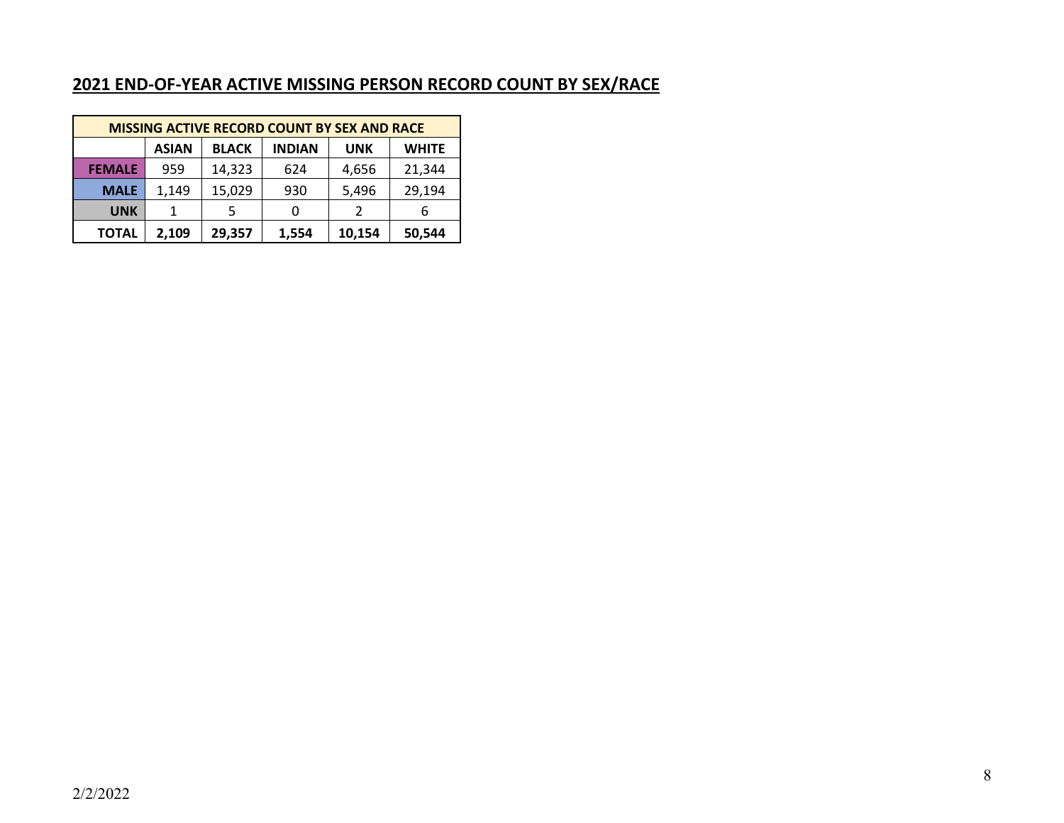## 2021 END-OF-YEAR ACTIVE MISSING PERSON RECORD COUNT BY SEX/RACE

| MISSING ACTIVE RECORD COUNT BY SEX AND RACE | | | | | |
|---|---|---|---|---|---|
| | **ASIAN** | **BLACK** | **INDIAN** | **UNK** | **WHITE** |
| **FEMALE** | 959 | 14,323 | 624 | 4,656 | 21,344 |
| **MALE** | 1,149 | 15,029 | 930 | 5,496 | 29,194 |
| **UNK** | 1 | 5 | 0 | 2 | 6 |
| **TOTAL** | **2,109** | **29,357** | **1,554** | **10,154** | **50,544** |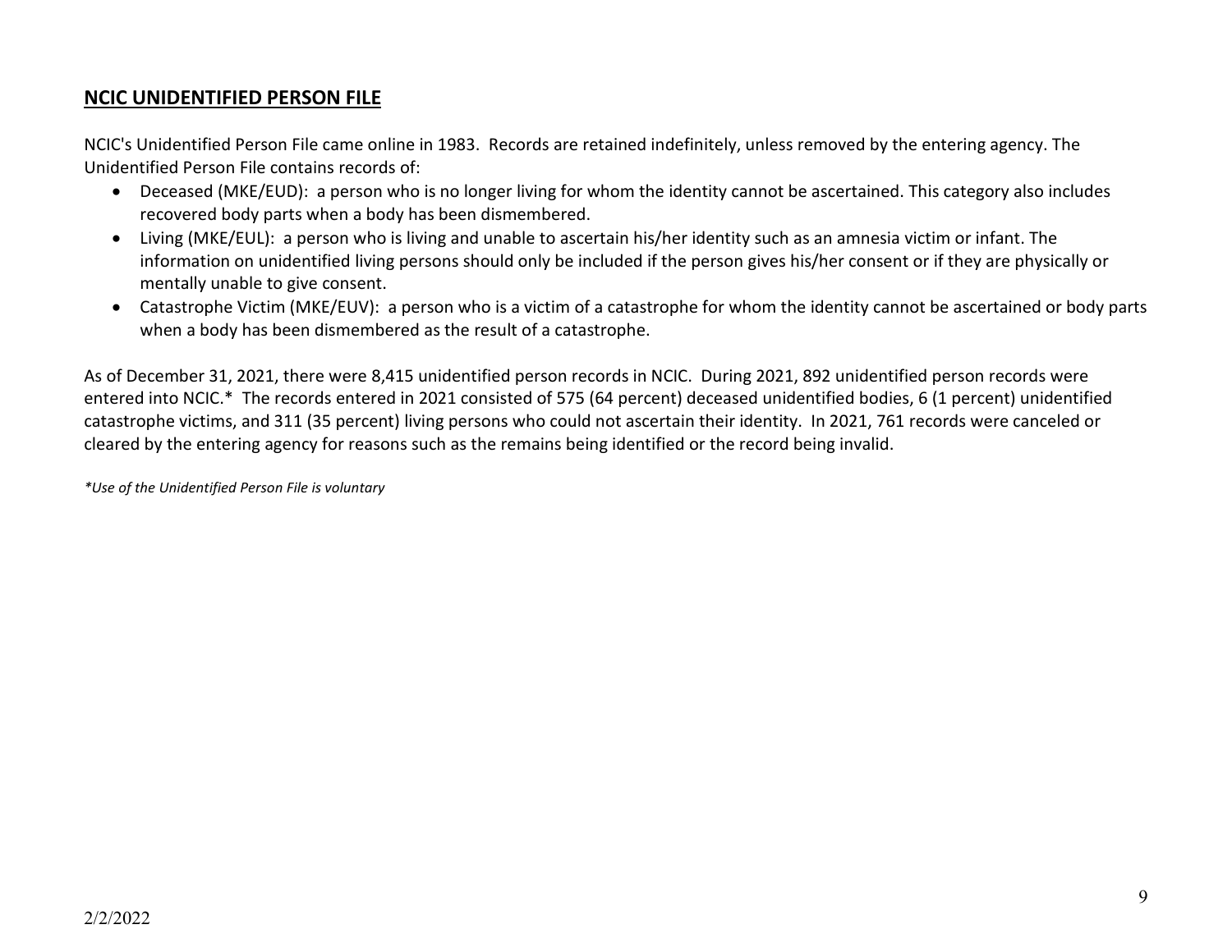## NCIC UNIDENTIFIED PERSON FILE

NCIC's Unidentified Person File came online in 1983. Records are retained indefinitely, unless removed by the entering agency. The Unidentified Person File contains records of:

- Deceased (MKE/EUD): a person who is no longer living for whom the identity cannot be ascertained. This category also includes recovered body parts when a body has been dismembered.
- Living (MKE/EUL): a person who is living and unable to ascertain his/her identity such as an amnesia victim or infant. The information on unidentified living persons should only be included if the person gives his/her consent or if they are physically or mentally unable to give consent.
- Catastrophe Victim (MKE/EUV): a person who is a victim of a catastrophe for whom the identity cannot be ascertained or body parts when a body has been dismembered as the result of a catastrophe.

As of December 31, 2021, there were 8,415 unidentified person records in NCIC. During 2021, 892 unidentified person records were entered into NCIC.* The records entered in 2021 consisted of 575 (64 percent) deceased unidentified bodies, 6 (1 percent) unidentified catastrophe victims, and 311 (35 percent) living persons who could not ascertain their identity. In 2021, 761 records were canceled or cleared by the entering agency for reasons such as the remains being identified or the record being invalid.

*\*Use of the Unidentified Person File is voluntary*

2/2/2022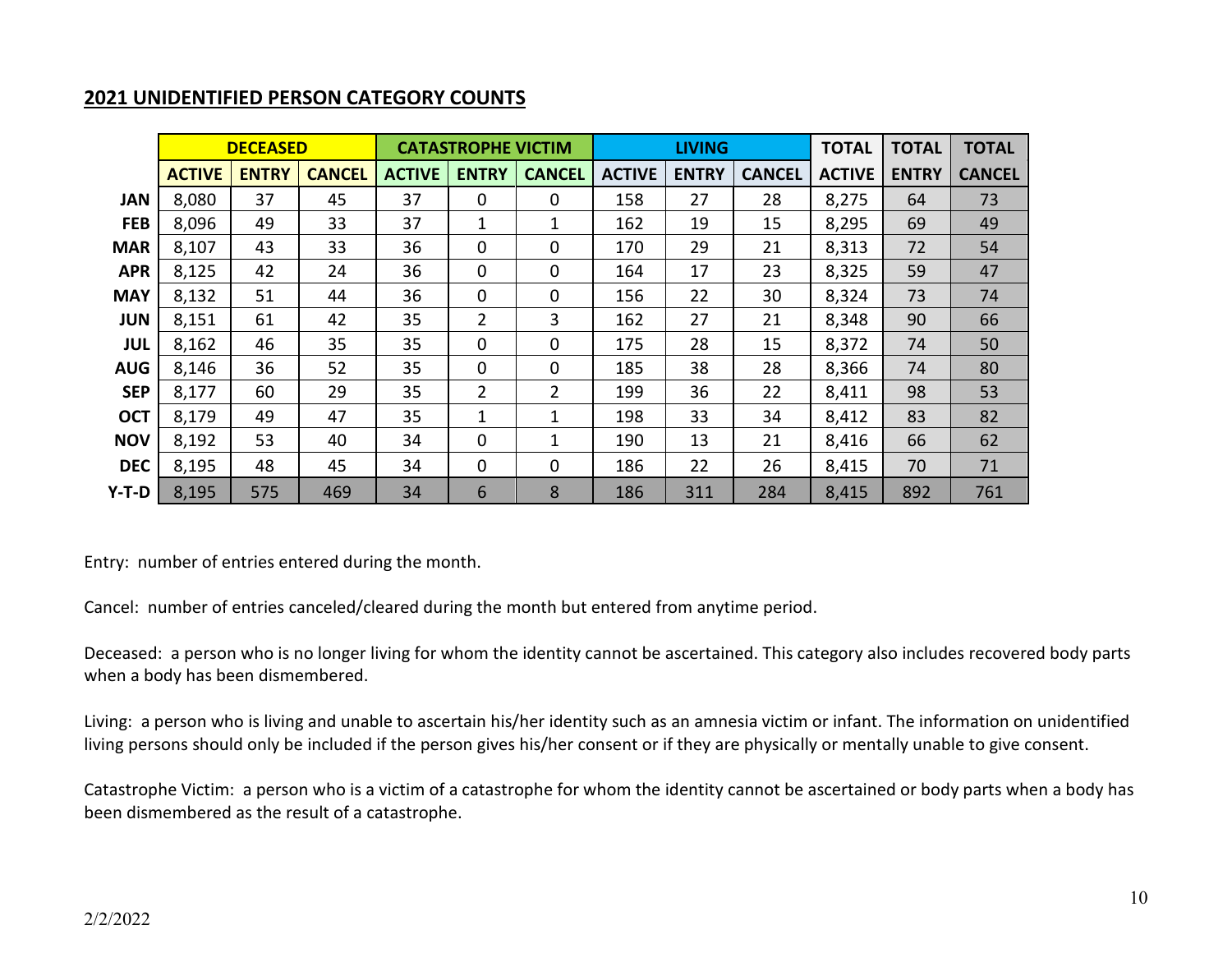## 2021 UNIDENTIFIED PERSON CATEGORY COUNTS

| | DECEASED | | | CATASTROPHE VICTIM | | | LIVING | | | TOTAL | TOTAL | TOTAL |
|---|---|---|---|---|---|---|---|---|---|---|---|---|
| | ACTIVE | ENTRY | CANCEL | ACTIVE | ENTRY | CANCEL | ACTIVE | ENTRY | CANCEL | ACTIVE | ENTRY | CANCEL |
| JAN | 8,080 | 37 | 45 | 37 | 0 | 0 | 158 | 27 | 28 | 8,275 | 64 | 73 |
| FEB | 8,096 | 49 | 33 | 37 | 1 | 1 | 162 | 19 | 15 | 8,295 | 69 | 49 |
| MAR | 8,107 | 43 | 33 | 36 | 0 | 0 | 170 | 29 | 21 | 8,313 | 72 | 54 |
| APR | 8,125 | 42 | 24 | 36 | 0 | 0 | 164 | 17 | 23 | 8,325 | 59 | 47 |
| MAY | 8,132 | 51 | 44 | 36 | 0 | 0 | 156 | 22 | 30 | 8,324 | 73 | 74 |
| JUN | 8,151 | 61 | 42 | 35 | 2 | 3 | 162 | 27 | 21 | 8,348 | 90 | 66 |
| JUL | 8,162 | 46 | 35 | 35 | 0 | 0 | 175 | 28 | 15 | 8,372 | 74 | 50 |
| AUG | 8,146 | 36 | 52 | 35 | 0 | 0 | 185 | 38 | 28 | 8,366 | 74 | 80 |
| SEP | 8,177 | 60 | 29 | 35 | 2 | 2 | 199 | 36 | 22 | 8,411 | 98 | 53 |
| OCT | 8,179 | 49 | 47 | 35 | 1 | 1 | 198 | 33 | 34 | 8,412 | 83 | 82 |
| NOV | 8,192 | 53 | 40 | 34 | 0 | 1 | 190 | 13 | 21 | 8,416 | 66 | 62 |
| DEC | 8,195 | 48 | 45 | 34 | 0 | 0 | 186 | 22 | 26 | 8,415 | 70 | 71 |
| Y-T-D | 8,195 | 575 | 469 | 34 | 6 | 8 | 186 | 311 | 284 | 8,415 | 892 | 761 |

Entry: number of entries entered during the month.

Cancel: number of entries canceled/cleared during the month but entered from anytime period.

Deceased: a person who is no longer living for whom the identity cannot be ascertained. This category also includes recovered body parts when a body has been dismembered.

Living: a person who is living and unable to ascertain his/her identity such as an amnesia victim or infant. The information on unidentified living persons should only be included if the person gives his/her consent or if they are physically or mentally unable to give consent.

Catastrophe Victim: a person who is a victim of a catastrophe for whom the identity cannot be ascertained or body parts when a body has been dismembered as the result of a catastrophe.

2/2/2022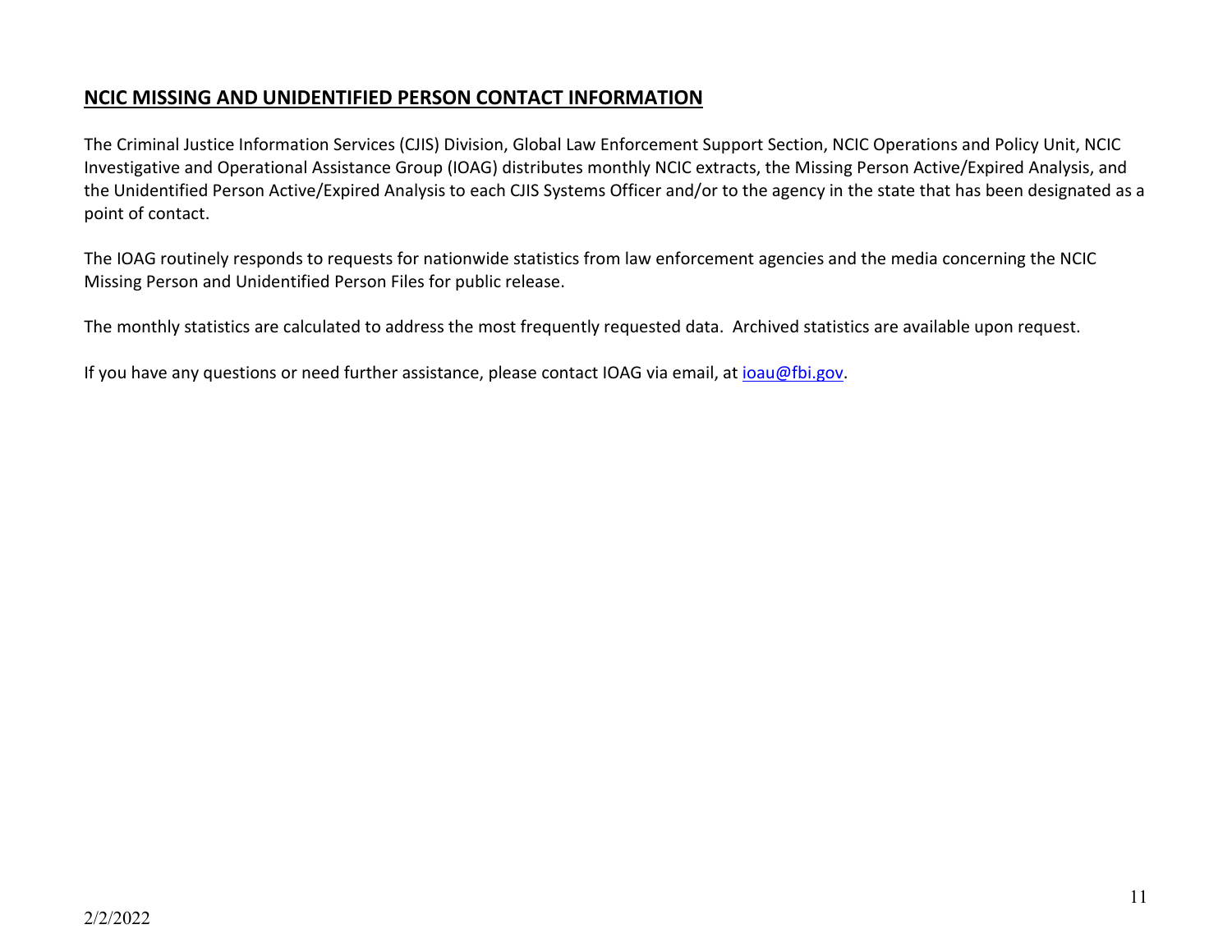## NCIC MISSING AND UNIDENTIFIED PERSON CONTACT INFORMATION

The Criminal Justice Information Services (CJIS) Division, Global Law Enforcement Support Section, NCIC Operations and Policy Unit, NCIC Investigative and Operational Assistance Group (IOAG) distributes monthly NCIC extracts, the Missing Person Active/Expired Analysis, and the Unidentified Person Active/Expired Analysis to each CJIS Systems Officer and/or to the agency in the state that has been designated as a point of contact.

The IOAG routinely responds to requests for nationwide statistics from law enforcement agencies and the media concerning the NCIC Missing Person and Unidentified Person Files for public release.

The monthly statistics are calculated to address the most frequently requested data. Archived statistics are available upon request.

If you have any questions or need further assistance, please contact IOAG via email, at ioau@fbi.gov.

2/2/2022